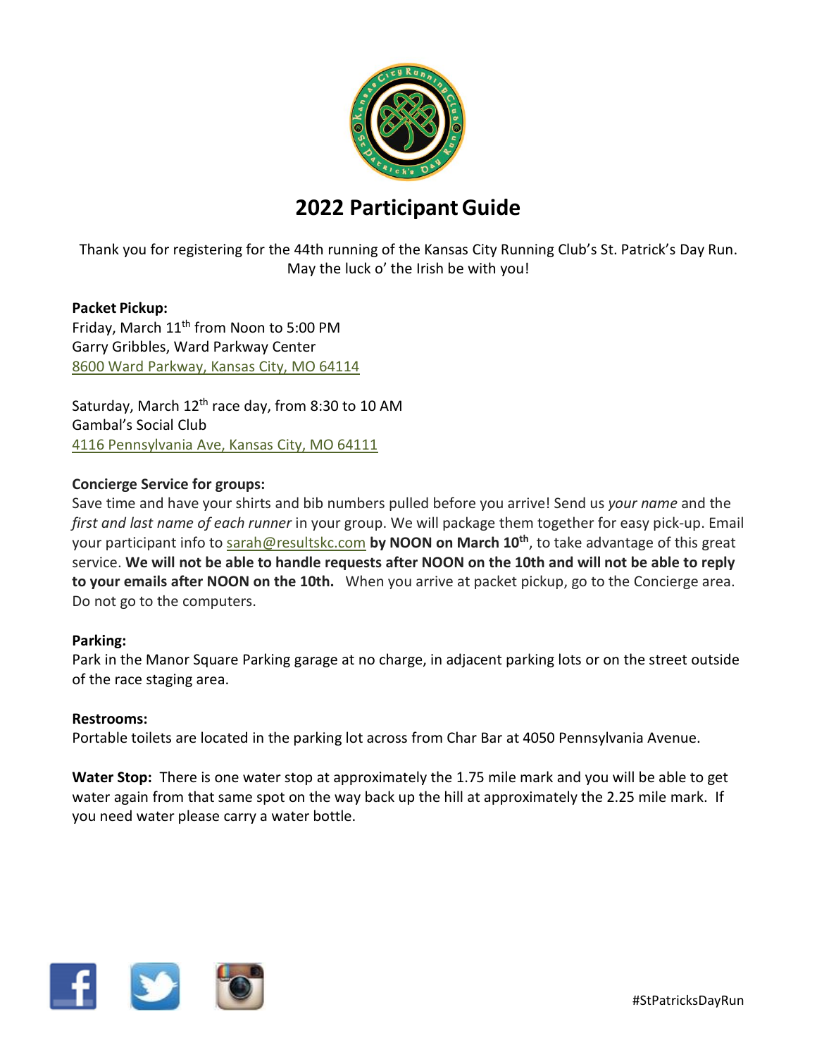# 2022 Participant Guide

Thank you for registering for the 44th running of the Kansas City Running Club's St. Patrick's Day Run. May the luck o' the Irish be with you!

**Packet Pickup:**
Friday, March 11th from Noon to 5:00 PM
Garry Gribbles, Ward Parkway Center
8600 Ward Parkway, Kansas City, MO 64114

Saturday, March 12th race day, from 8:30 to 10 AM
Gambal's Social Club
4116 Pennsylvania Ave, Kansas City, MO 64111

**Concierge Service for groups:**
Save time and have your shirts and bib numbers pulled before you arrive! Send us *your name* and the *first and last name of each runner* in your group. We will package them together for easy pick-up. Email your participant info to sarah@resultskc.com **by NOON on March 10th**, to take advantage of this great service. **We will not be able to handle requests after NOON on the 10th and will not be able to reply to your emails after NOON on the 10th.** When you arrive at packet pickup, go to the Concierge area. Do not go to the computers.

**Parking:**
Park in the Manor Square Parking garage at no charge, in adjacent parking lots or on the street outside of the race staging area.

**Restrooms:**
Portable toilets are located in the parking lot across from Char Bar at 4050 Pennsylvania Avenue.

**Water Stop:** There is one water stop at approximately the 1.75 mile mark and you will be able to get water again from that same spot on the way back up the hill at approximately the 2.25 mile mark. If you need water please carry a water bottle.

#StPatricksDayRun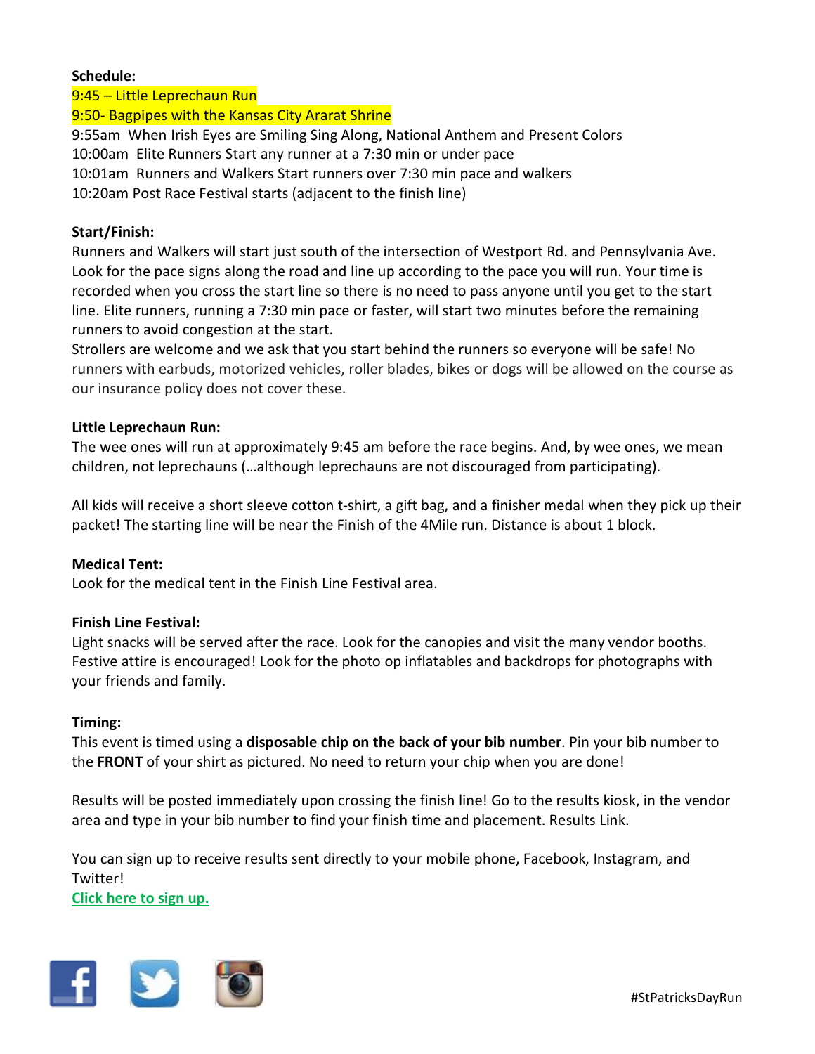**Schedule:**

9:45 – Little Leprechaun Run
9:50- Bagpipes with the Kansas City Ararat Shrine
9:55am When Irish Eyes are Smiling Sing Along, National Anthem and Present Colors
10:00am Elite Runners Start any runner at a 7:30 min or under pace
10:01am Runners and Walkers Start runners over 7:30 min pace and walkers
10:20am Post Race Festival starts (adjacent to the finish line)

**Start/Finish:**

Runners and Walkers will start just south of the intersection of Westport Rd. and Pennsylvania Ave. Look for the pace signs along the road and line up according to the pace you will run. Your time is recorded when you cross the start line so there is no need to pass anyone until you get to the start line. Elite runners, running a 7:30 min pace or faster, will start two minutes before the remaining runners to avoid congestion at the start.

Strollers are welcome and we ask that you start behind the runners so everyone will be safe! No runners with earbuds, motorized vehicles, roller blades, bikes or dogs will be allowed on the course as our insurance policy does not cover these.

**Little Leprechaun Run:**

The wee ones will run at approximately 9:45 am before the race begins. And, by wee ones, we mean children, not leprechauns (…although leprechauns are not discouraged from participating).

All kids will receive a short sleeve cotton t-shirt, a gift bag, and a finisher medal when they pick up their packet! The starting line will be near the Finish of the 4Mile run. Distance is about 1 block.

**Medical Tent:**

Look for the medical tent in the Finish Line Festival area.

**Finish Line Festival:**

Light snacks will be served after the race. Look for the canopies and visit the many vendor booths. Festive attire is encouraged! Look for the photo op inflatables and backdrops for photographs with your friends and family.

**Timing:**

This event is timed using a **disposable chip on the back of your bib number**. Pin your bib number to the **FRONT** of your shirt as pictured. No need to return your chip when you are done!

Results will be posted immediately upon crossing the finish line! Go to the results kiosk, in the vendor area and type in your bib number to find your finish time and placement. Results Link.

You can sign up to receive results sent directly to your mobile phone, Facebook, Instagram, and Twitter!

**Click here to sign up.**

#StPatricksDayRun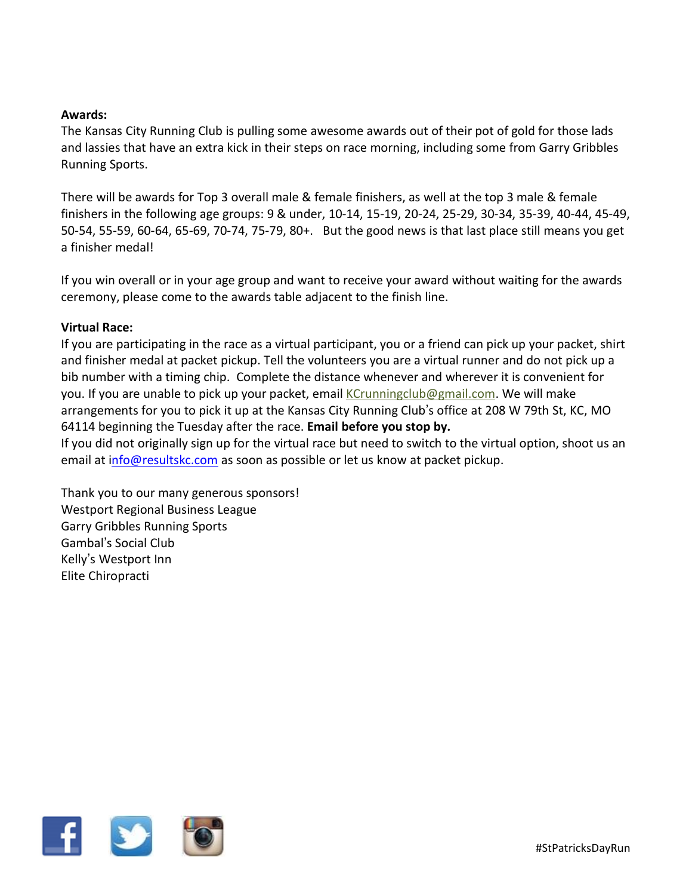**Awards:**

The Kansas City Running Club is pulling some awesome awards out of their pot of gold for those lads and lassies that have an extra kick in their steps on race morning, including some from Garry Gribbles Running Sports.

There will be awards for Top 3 overall male & female finishers, as well at the top 3 male & female finishers in the following age groups: 9 & under, 10-14, 15-19, 20-24, 25-29, 30-34, 35-39, 40-44, 45-49, 50-54, 55-59, 60-64, 65-69, 70-74, 75-79, 80+.   But the good news is that last place still means you get a finisher medal!

If you win overall or in your age group and want to receive your award without waiting for the awards ceremony, please come to the awards table adjacent to the finish line.

**Virtual Race:**

If you are participating in the race as a virtual participant, you or a friend can pick up your packet, shirt and finisher medal at packet pickup. Tell the volunteers you are a virtual runner and do not pick up a bib number with a timing chip.  Complete the distance whenever and wherever it is convenient for you. If you are unable to pick up your packet, email KCrunningclub@gmail.com. We will make arrangements for you to pick it up at the Kansas City Running Club's office at 208 W 79th St, KC, MO 64114 beginning the Tuesday after the race. **Email before you stop by.**

If you did not originally sign up for the virtual race but need to switch to the virtual option, shoot us an email at info@resultskc.com as soon as possible or let us know at packet pickup.

Thank you to our many generous sponsors!
Westport Regional Business League
Garry Gribbles Running Sports
Gambal's Social Club
Kelly's Westport Inn
Elite Chiropracti

#StPatricksDayRun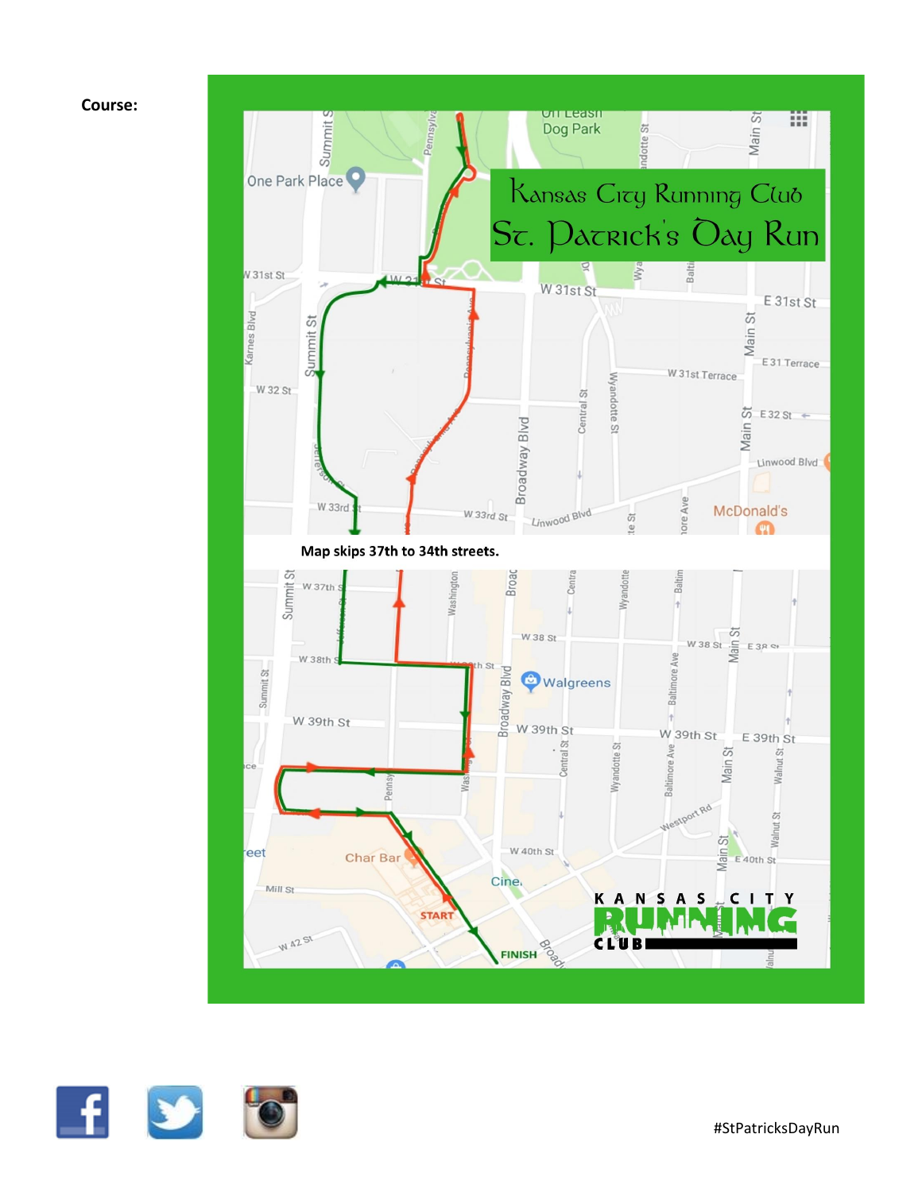**Course:**

Kansas City Running Club

St. Patrick's Day Run

Map skips 37th to 34th streets.

START

FINISH

KANSAS CITY RUNNING CLUB

#StPatricksDayRun